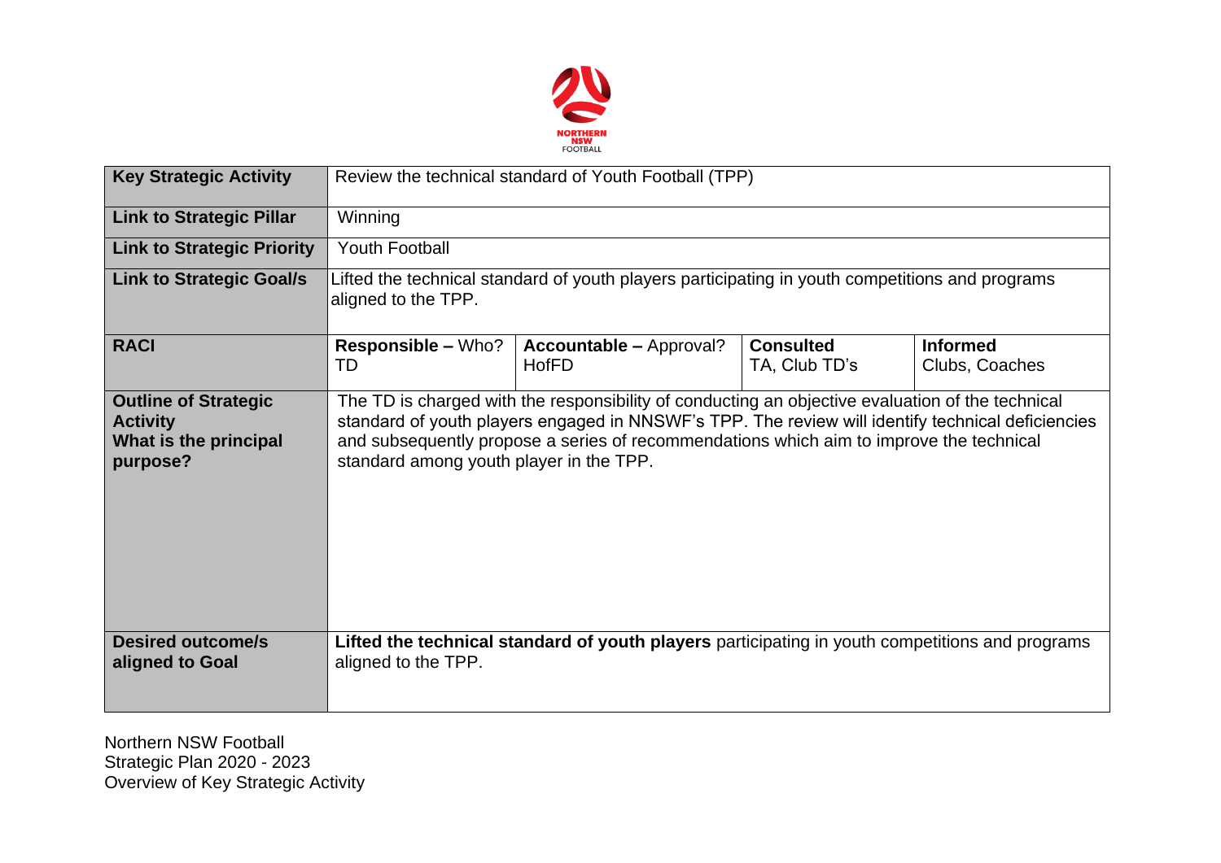NORTHERN NSW FOOTBALL

| Key Strategic Activity | Review the technical standard of Youth Football (TPP) | | | |
|---|---|---|---|---|
| **Link to Strategic Pillar** | Winning | | | |
| **Link to Strategic Priority** | Youth Football | | | |
| **Link to Strategic Goal/s** | Lifted the technical standard of youth players participating in youth competitions and programs aligned to the TPP. | | | |
| **RACI** | **Responsible –** Who? TD | **Accountable –** Approval? HofFD | **Consulted** TA, Club TD's | **Informed** Clubs, Coaches |
| **Outline of Strategic Activity What is the principal purpose?** | The TD is charged with the responsibility of conducting an objective evaluation of the technical standard of youth players engaged in NNSWF's TPP. The review will identify technical deficiencies and subsequently propose a series of recommendations which aim to improve the technical standard among youth player in the TPP. | | | |
| **Desired outcome/s aligned to Goal** | **Lifted the technical standard of youth players** participating in youth competitions and programs aligned to the TPP. | | | |

Northern NSW Football
Strategic Plan 2020 - 2023
Overview of Key Strategic Activity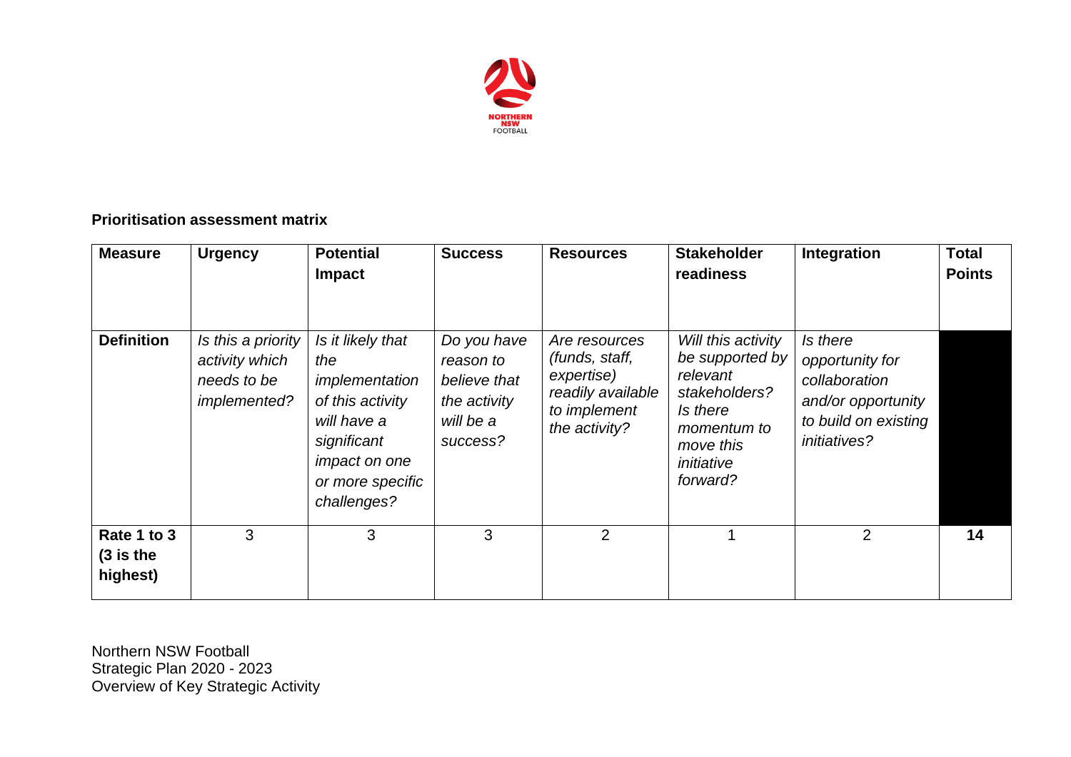**Prioritisation assessment matrix**

| **Measure** | **Urgency** | **Potential Impact** | **Success** | **Resources** | **Stakeholder readiness** | **Integration** | **Total Points** |
|---|---|---|---|---|---|---|---|
| **Definition** | *Is this a priority activity which needs to be implemented?* | *Is it likely that the implementation of this activity will have a significant impact on one or more specific challenges?* | *Do you have reason to believe that the activity will be a success?* | *Are resources (funds, staff, expertise) readily available to implement the activity?* | *Will this activity be supported by relevant stakeholders? Is there momentum to move this initiative forward?* | *Is there opportunity for collaboration and/or opportunity to build on existing initiatives?* | |
| **Rate 1 to 3 (3 is the highest)** | 3 | 3 | 3 | 2 | 1 | 2 | **14** |

Northern NSW Football
Strategic Plan 2020 - 2023
Overview of Key Strategic Activity